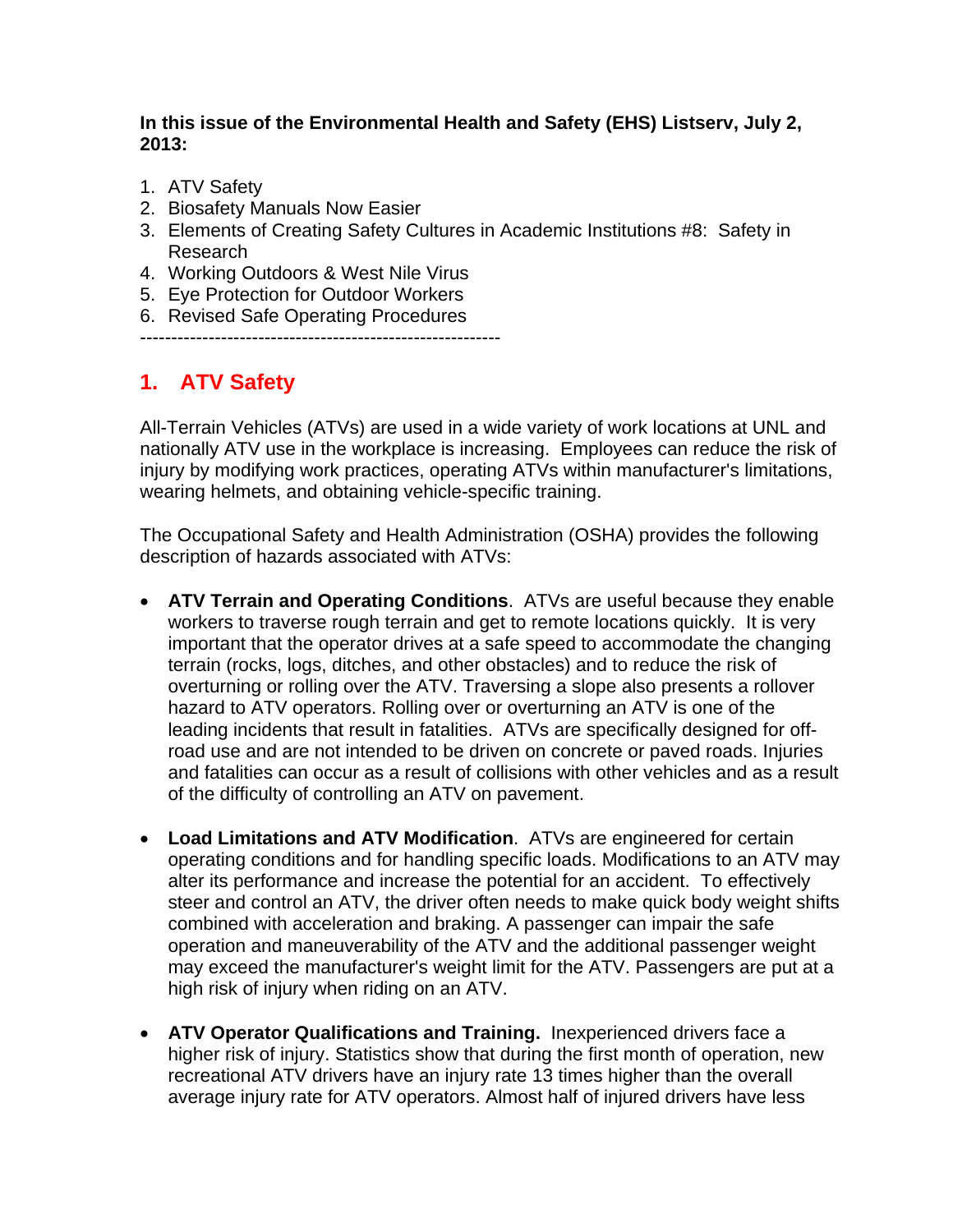**In this issue of the Environmental Health and Safety (EHS) Listserv, July 2, 2013:**

1. ATV Safety
2. Biosafety Manuals Now Easier
3. Elements of Creating Safety Cultures in Academic Institutions #8: Safety in Research
4. Working Outdoors & West Nile Virus
5. Eye Protection for Outdoor Workers
6. Revised Safe Operating Procedures

---------------------------------------------------------

## 1. ATV Safety

All-Terrain Vehicles (ATVs) are used in a wide variety of work locations at UNL and nationally ATV use in the workplace is increasing. Employees can reduce the risk of injury by modifying work practices, operating ATVs within manufacturer's limitations, wearing helmets, and obtaining vehicle-specific training.

The Occupational Safety and Health Administration (OSHA) provides the following description of hazards associated with ATVs:

- **ATV Terrain and Operating Conditions**. ATVs are useful because they enable workers to traverse rough terrain and get to remote locations quickly. It is very important that the operator drives at a safe speed to accommodate the changing terrain (rocks, logs, ditches, and other obstacles) and to reduce the risk of overturning or rolling over the ATV. Traversing a slope also presents a rollover hazard to ATV operators. Rolling over or overturning an ATV is one of the leading incidents that result in fatalities. ATVs are specifically designed for off-road use and are not intended to be driven on concrete or paved roads. Injuries and fatalities can occur as a result of collisions with other vehicles and as a result of the difficulty of controlling an ATV on pavement.

- **Load Limitations and ATV Modification**. ATVs are engineered for certain operating conditions and for handling specific loads. Modifications to an ATV may alter its performance and increase the potential for an accident. To effectively steer and control an ATV, the driver often needs to make quick body weight shifts combined with acceleration and braking. A passenger can impair the safe operation and maneuverability of the ATV and the additional passenger weight may exceed the manufacturer's weight limit for the ATV. Passengers are put at a high risk of injury when riding on an ATV.

- **ATV Operator Qualifications and Training.** Inexperienced drivers face a higher risk of injury. Statistics show that during the first month of operation, new recreational ATV drivers have an injury rate 13 times higher than the overall average injury rate for ATV operators. Almost half of injured drivers have less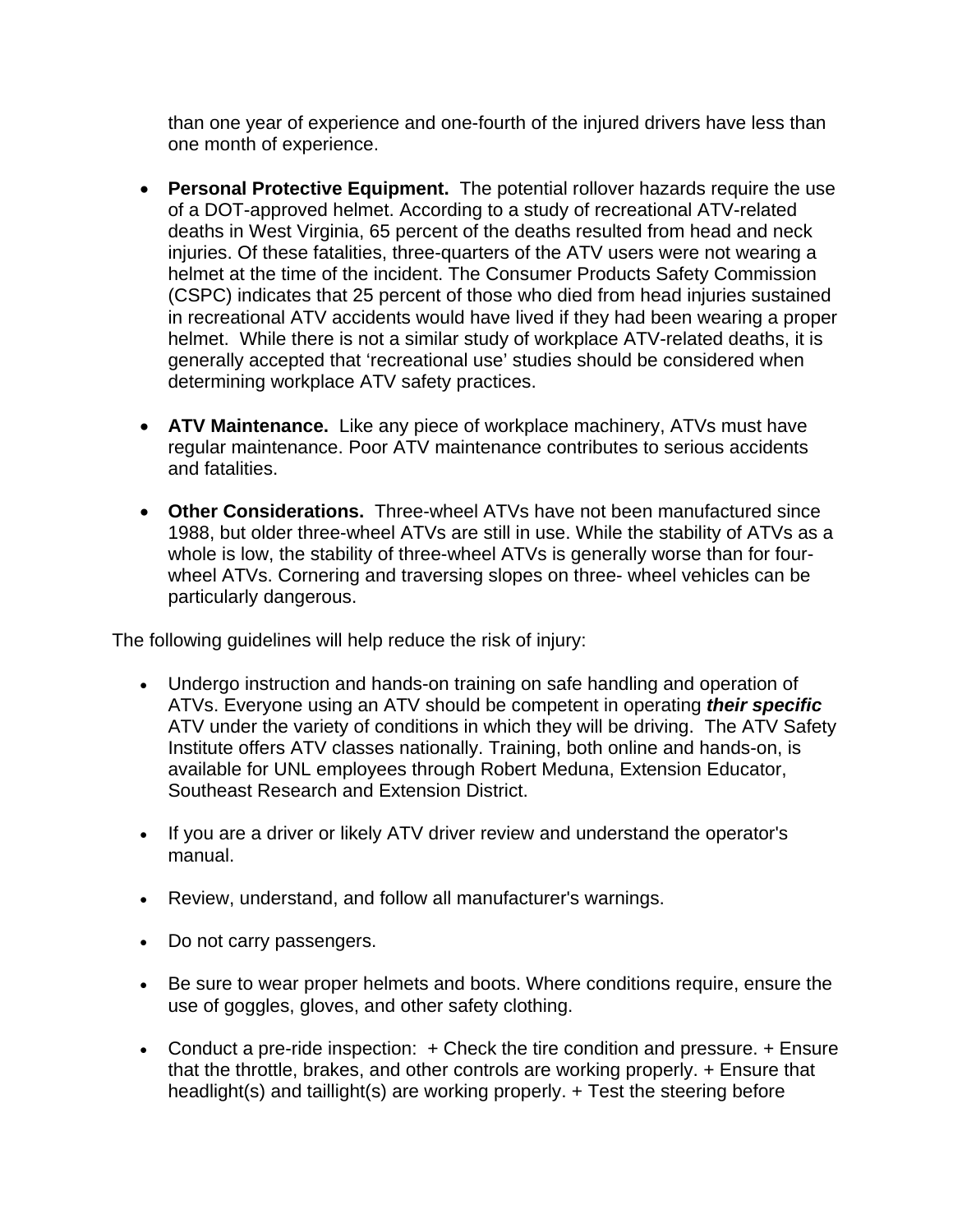than one year of experience and one-fourth of the injured drivers have less than one month of experience.

- **Personal Protective Equipment.** The potential rollover hazards require the use of a DOT-approved helmet. According to a study of recreational ATV-related deaths in West Virginia, 65 percent of the deaths resulted from head and neck injuries. Of these fatalities, three-quarters of the ATV users were not wearing a helmet at the time of the incident. The Consumer Products Safety Commission (CSPC) indicates that 25 percent of those who died from head injuries sustained in recreational ATV accidents would have lived if they had been wearing a proper helmet. While there is not a similar study of workplace ATV-related deaths, it is generally accepted that 'recreational use' studies should be considered when determining workplace ATV safety practices.

- **ATV Maintenance.** Like any piece of workplace machinery, ATVs must have regular maintenance. Poor ATV maintenance contributes to serious accidents and fatalities.

- **Other Considerations.** Three-wheel ATVs have not been manufactured since 1988, but older three-wheel ATVs are still in use. While the stability of ATVs as a whole is low, the stability of three-wheel ATVs is generally worse than for four-wheel ATVs. Cornering and traversing slopes on three- wheel vehicles can be particularly dangerous.

The following guidelines will help reduce the risk of injury:

- Undergo instruction and hands-on training on safe handling and operation of ATVs. Everyone using an ATV should be competent in operating ***their specific*** ATV under the variety of conditions in which they will be driving. The ATV Safety Institute offers ATV classes nationally. Training, both online and hands-on, is available for UNL employees through Robert Meduna, Extension Educator, Southeast Research and Extension District.

- If you are a driver or likely ATV driver review and understand the operator's manual.

- Review, understand, and follow all manufacturer's warnings.

- Do not carry passengers.

- Be sure to wear proper helmets and boots. Where conditions require, ensure the use of goggles, gloves, and other safety clothing.

- Conduct a pre-ride inspection: + Check the tire condition and pressure. + Ensure that the throttle, brakes, and other controls are working properly. + Ensure that headlight(s) and taillight(s) are working properly. + Test the steering before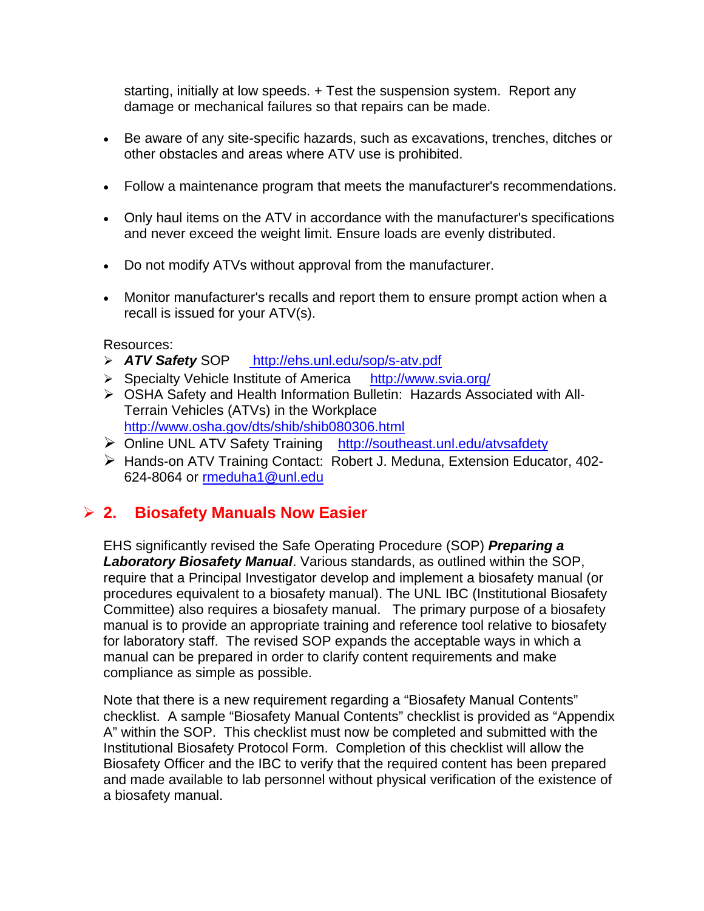starting, initially at low speeds. + Test the suspension system. Report any damage or mechanical failures so that repairs can be made.

- Be aware of any site-specific hazards, such as excavations, trenches, ditches or other obstacles and areas where ATV use is prohibited.
- Follow a maintenance program that meets the manufacturer's recommendations.
- Only haul items on the ATV in accordance with the manufacturer's specifications and never exceed the weight limit. Ensure loads are evenly distributed.
- Do not modify ATVs without approval from the manufacturer.
- Monitor manufacturer's recalls and report them to ensure prompt action when a recall is issued for your ATV(s).

Resources:

- ***ATV Safety*** SOP  http://ehs.unl.edu/sop/s-atv.pdf
- Specialty Vehicle Institute of America  http://www.svia.org/
- OSHA Safety and Health Information Bulletin: Hazards Associated with All-Terrain Vehicles (ATVs) in the Workplace http://www.osha.gov/dts/shib/shib080306.html
- Online UNL ATV Safety Training  http://southeast.unl.edu/atvsafdety
- Hands-on ATV Training Contact: Robert J. Meduna, Extension Educator, 402-624-8064 or rmeduha1@unl.edu

## 2. Biosafety Manuals Now Easier

EHS significantly revised the Safe Operating Procedure (SOP) ***Preparing a Laboratory Biosafety Manual***. Various standards, as outlined within the SOP, require that a Principal Investigator develop and implement a biosafety manual (or procedures equivalent to a biosafety manual). The UNL IBC (Institutional Biosafety Committee) also requires a biosafety manual. The primary purpose of a biosafety manual is to provide an appropriate training and reference tool relative to biosafety for laboratory staff. The revised SOP expands the acceptable ways in which a manual can be prepared in order to clarify content requirements and make compliance as simple as possible.

Note that there is a new requirement regarding a "Biosafety Manual Contents" checklist. A sample "Biosafety Manual Contents" checklist is provided as "Appendix A" within the SOP. This checklist must now be completed and submitted with the Institutional Biosafety Protocol Form. Completion of this checklist will allow the Biosafety Officer and the IBC to verify that the required content has been prepared and made available to lab personnel without physical verification of the existence of a biosafety manual.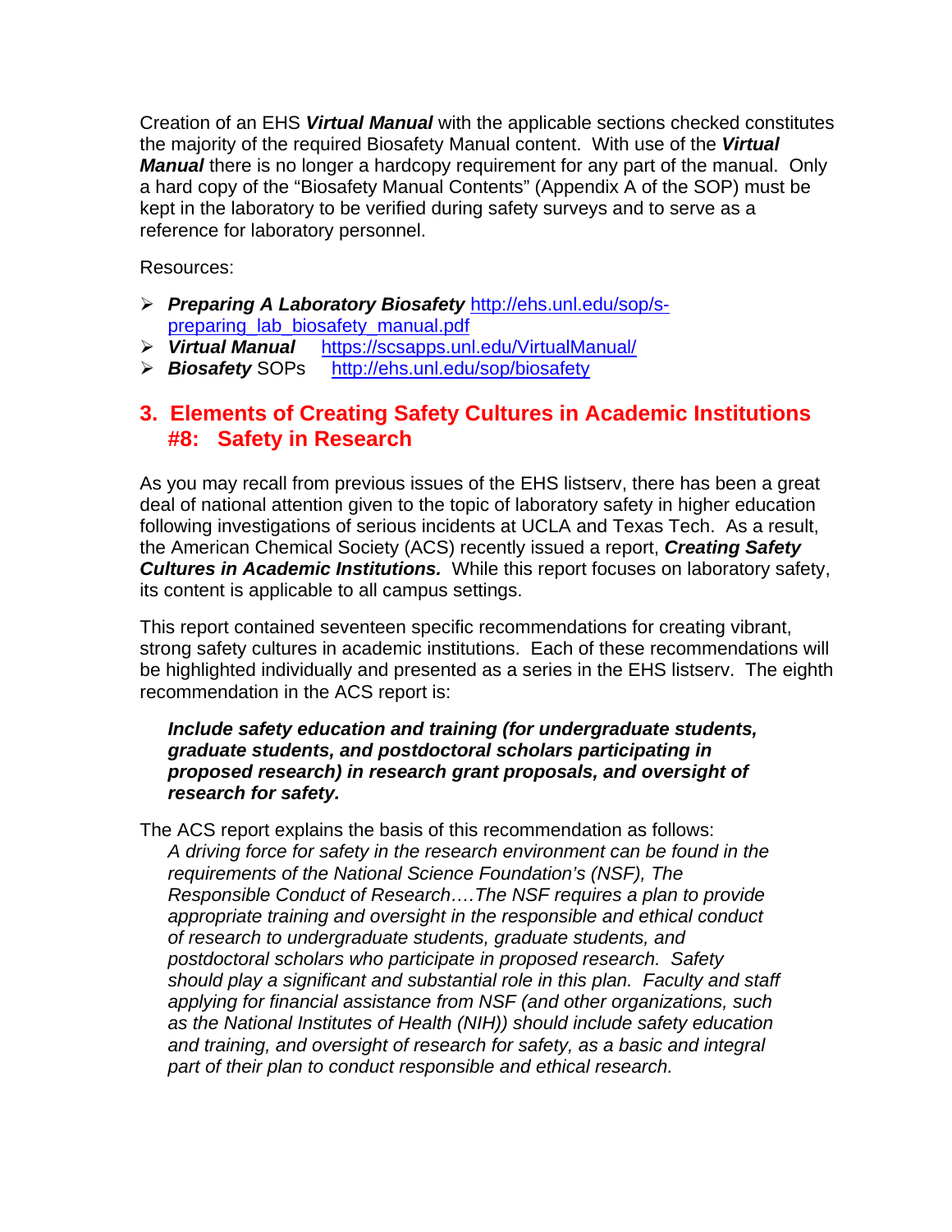Creation of an EHS ***Virtual Manual*** with the applicable sections checked constitutes the majority of the required Biosafety Manual content. With use of the ***Virtual Manual*** there is no longer a hardcopy requirement for any part of the manual. Only a hard copy of the "Biosafety Manual Contents" (Appendix A of the SOP) must be kept in the laboratory to be verified during safety surveys and to serve as a reference for laboratory personnel.

Resources:

- ***Preparing A Laboratory Biosafety*** http://ehs.unl.edu/sop/s-preparing_lab_biosafety_manual.pdf
- ***Virtual Manual*** https://scsapps.unl.edu/VirtualManual/
- ***Biosafety*** SOPs http://ehs.unl.edu/sop/biosafety

## 3. Elements of Creating Safety Cultures in Academic Institutions #8: Safety in Research

As you may recall from previous issues of the EHS listserv, there has been a great deal of national attention given to the topic of laboratory safety in higher education following investigations of serious incidents at UCLA and Texas Tech. As a result, the American Chemical Society (ACS) recently issued a report, ***Creating Safety Cultures in Academic Institutions.*** While this report focuses on laboratory safety, its content is applicable to all campus settings.

This report contained seventeen specific recommendations for creating vibrant, strong safety cultures in academic institutions. Each of these recommendations will be highlighted individually and presented as a series in the EHS listserv. The eighth recommendation in the ACS report is:

> ***Include safety education and training (for undergraduate students, graduate students, and postdoctoral scholars participating in proposed research) in research grant proposals, and oversight of research for safety.***

The ACS report explains the basis of this recommendation as follows:

> *A driving force for safety in the research environment can be found in the requirements of the National Science Foundation's (NSF), The Responsible Conduct of Research….The NSF requires a plan to provide appropriate training and oversight in the responsible and ethical conduct of research to undergraduate students, graduate students, and postdoctoral scholars who participate in proposed research. Safety should play a significant and substantial role in this plan. Faculty and staff applying for financial assistance from NSF (and other organizations, such as the National Institutes of Health (NIH)) should include safety education and training, and oversight of research for safety, as a basic and integral part of their plan to conduct responsible and ethical research.*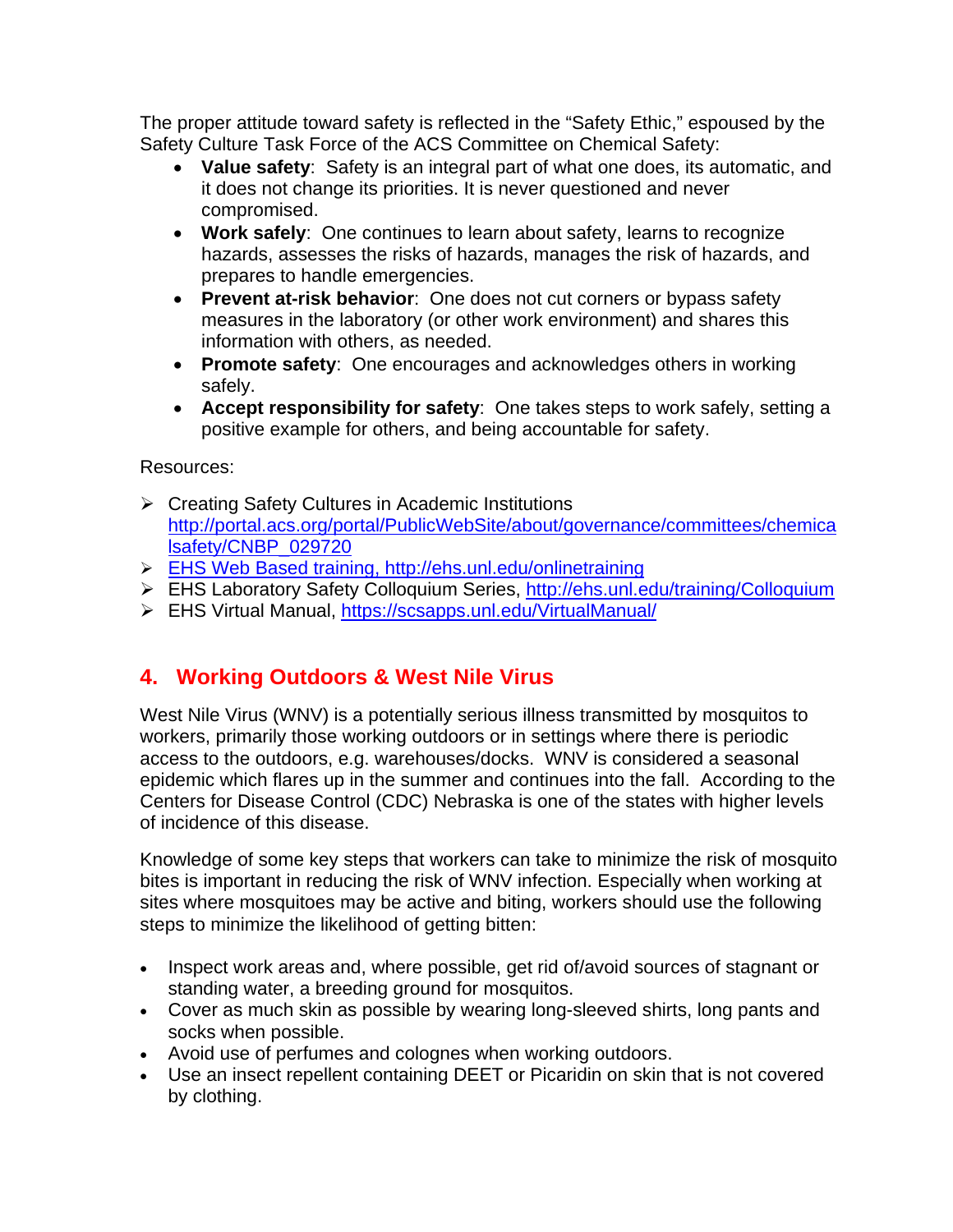The proper attitude toward safety is reflected in the "Safety Ethic," espoused by the Safety Culture Task Force of the ACS Committee on Chemical Safety:

- **Value safety**:  Safety is an integral part of what one does, its automatic, and it does not change its priorities. It is never questioned and never compromised.
- **Work safely**:  One continues to learn about safety, learns to recognize hazards, assesses the risks of hazards, manages the risk of hazards, and prepares to handle emergencies.
- **Prevent at-risk behavior**:  One does not cut corners or bypass safety measures in the laboratory (or other work environment) and shares this information with others, as needed.
- **Promote safety**:  One encourages and acknowledges others in working safely.
- **Accept responsibility for safety**:  One takes steps to work safely, setting a positive example for others, and being accountable for safety.

Resources:

- Creating Safety Cultures in Academic Institutions http://portal.acs.org/portal/PublicWebSite/about/governance/committees/chemicalsafety/CNBP_029720
- EHS Web Based training, http://ehs.unl.edu/onlinetraining
- EHS Laboratory Safety Colloquium Series, http://ehs.unl.edu/training/Colloquium
- EHS Virtual Manual, https://scsapps.unl.edu/VirtualManual/

## 4. Working Outdoors & West Nile Virus

West Nile Virus (WNV) is a potentially serious illness transmitted by mosquitos to workers, primarily those working outdoors or in settings where there is periodic access to the outdoors, e.g. warehouses/docks.  WNV is considered a seasonal epidemic which flares up in the summer and continues into the fall.  According to the Centers for Disease Control (CDC) Nebraska is one of the states with higher levels of incidence of this disease.

Knowledge of some key steps that workers can take to minimize the risk of mosquito bites is important in reducing the risk of WNV infection. Especially when working at sites where mosquitoes may be active and biting, workers should use the following steps to minimize the likelihood of getting bitten:

- Inspect work areas and, where possible, get rid of/avoid sources of stagnant or standing water, a breeding ground for mosquitos.
- Cover as much skin as possible by wearing long-sleeved shirts, long pants and socks when possible.
- Avoid use of perfumes and colognes when working outdoors.
- Use an insect repellent containing DEET or Picaridin on skin that is not covered by clothing.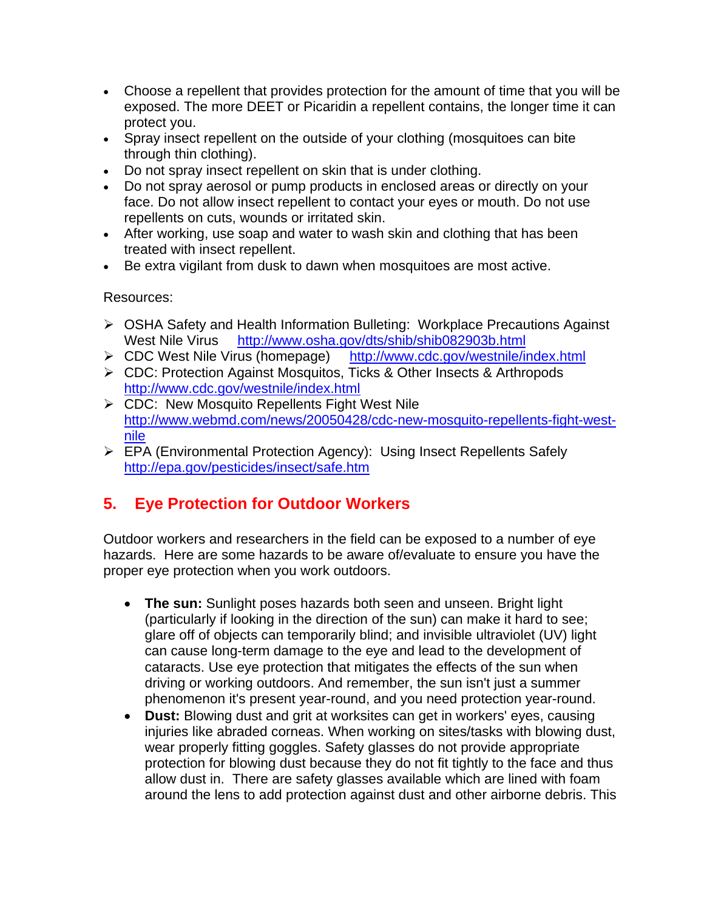- Choose a repellent that provides protection for the amount of time that you will be exposed. The more DEET or Picaridin a repellent contains, the longer time it can protect you.
- Spray insect repellent on the outside of your clothing (mosquitoes can bite through thin clothing).
- Do not spray insect repellent on skin that is under clothing.
- Do not spray aerosol or pump products in enclosed areas or directly on your face. Do not allow insect repellent to contact your eyes or mouth. Do not use repellents on cuts, wounds or irritated skin.
- After working, use soap and water to wash skin and clothing that has been treated with insect repellent.
- Be extra vigilant from dusk to dawn when mosquitoes are most active.

Resources:

- OSHA Safety and Health Information Bulleting: Workplace Precautions Against West Nile Virus http://www.osha.gov/dts/shib/shib082903b.html
- CDC West Nile Virus (homepage) http://www.cdc.gov/westnile/index.html
- CDC: Protection Against Mosquitos, Ticks & Other Insects & Arthropods http://www.cdc.gov/westnile/index.html
- CDC: New Mosquito Repellents Fight West Nile http://www.webmd.com/news/20050428/cdc-new-mosquito-repellents-fight-west-nile
- EPA (Environmental Protection Agency): Using Insect Repellents Safely http://epa.gov/pesticides/insect/safe.htm

## 5. Eye Protection for Outdoor Workers

Outdoor workers and researchers in the field can be exposed to a number of eye hazards. Here are some hazards to be aware of/evaluate to ensure you have the proper eye protection when you work outdoors.

- **The sun:** Sunlight poses hazards both seen and unseen. Bright light (particularly if looking in the direction of the sun) can make it hard to see; glare off of objects can temporarily blind; and invisible ultraviolet (UV) light can cause long-term damage to the eye and lead to the development of cataracts. Use eye protection that mitigates the effects of the sun when driving or working outdoors. And remember, the sun isn't just a summer phenomenon it's present year-round, and you need protection year-round.
- **Dust:** Blowing dust and grit at worksites can get in workers' eyes, causing injuries like abraded corneas. When working on sites/tasks with blowing dust, wear properly fitting goggles. Safety glasses do not provide appropriate protection for blowing dust because they do not fit tightly to the face and thus allow dust in. There are safety glasses available which are lined with foam around the lens to add protection against dust and other airborne debris. This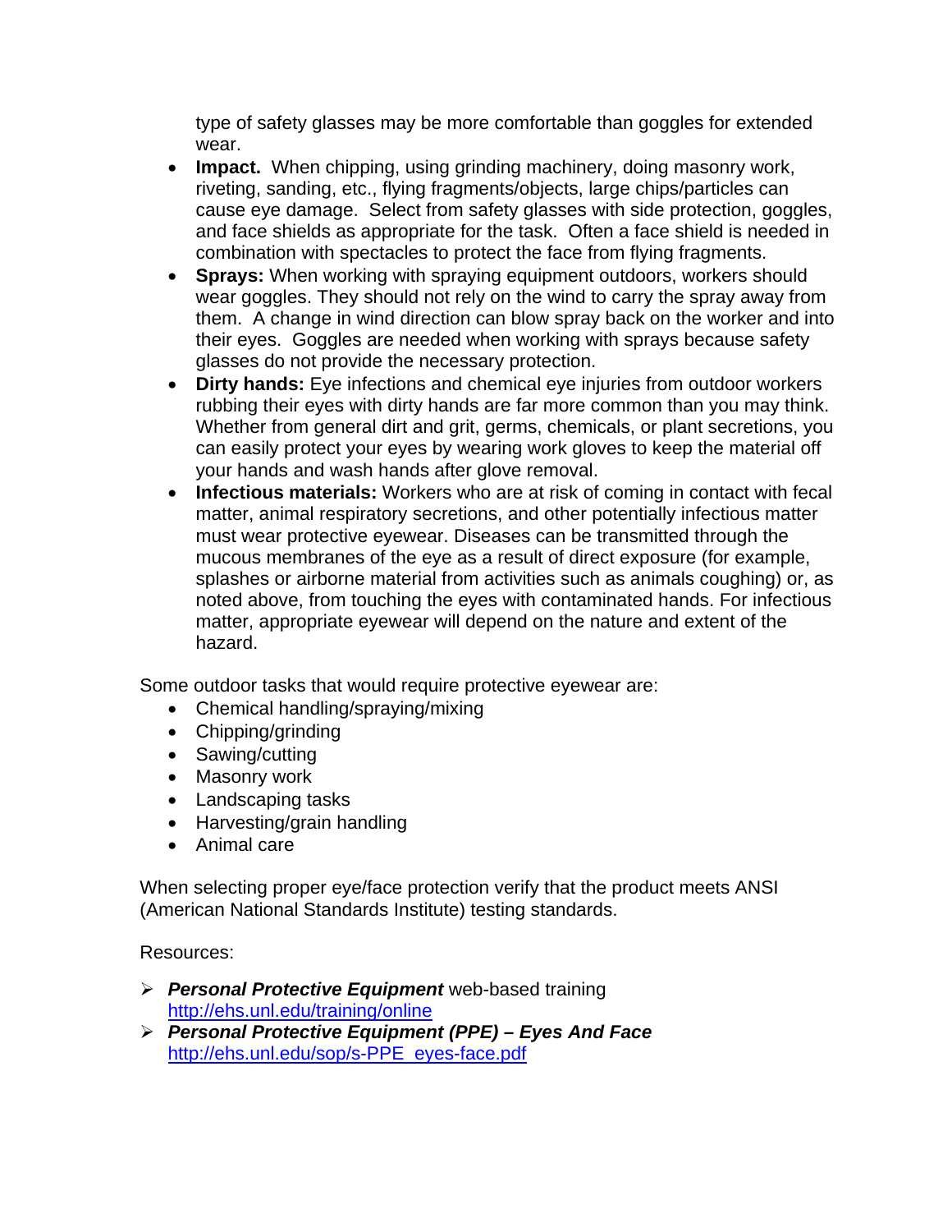type of safety glasses may be more comfortable than goggles for extended wear.

- **Impact.** When chipping, using grinding machinery, doing masonry work, riveting, sanding, etc., flying fragments/objects, large chips/particles can cause eye damage. Select from safety glasses with side protection, goggles, and face shields as appropriate for the task. Often a face shield is needed in combination with spectacles to protect the face from flying fragments.
- **Sprays:** When working with spraying equipment outdoors, workers should wear goggles. They should not rely on the wind to carry the spray away from them. A change in wind direction can blow spray back on the worker and into their eyes. Goggles are needed when working with sprays because safety glasses do not provide the necessary protection.
- **Dirty hands:** Eye infections and chemical eye injuries from outdoor workers rubbing their eyes with dirty hands are far more common than you may think. Whether from general dirt and grit, germs, chemicals, or plant secretions, you can easily protect your eyes by wearing work gloves to keep the material off your hands and wash hands after glove removal.
- **Infectious materials:** Workers who are at risk of coming in contact with fecal matter, animal respiratory secretions, and other potentially infectious matter must wear protective eyewear. Diseases can be transmitted through the mucous membranes of the eye as a result of direct exposure (for example, splashes or airborne material from activities such as animals coughing) or, as noted above, from touching the eyes with contaminated hands. For infectious matter, appropriate eyewear will depend on the nature and extent of the hazard.

Some outdoor tasks that would require protective eyewear are:

- Chemical handling/spraying/mixing
- Chipping/grinding
- Sawing/cutting
- Masonry work
- Landscaping tasks
- Harvesting/grain handling
- Animal care

When selecting proper eye/face protection verify that the product meets ANSI (American National Standards Institute) testing standards.

Resources:

- ***Personal Protective Equipment*** web-based training
  http://ehs.unl.edu/training/online
- ***Personal Protective Equipment (PPE) – Eyes And Face***
  http://ehs.unl.edu/sop/s-PPE_eyes-face.pdf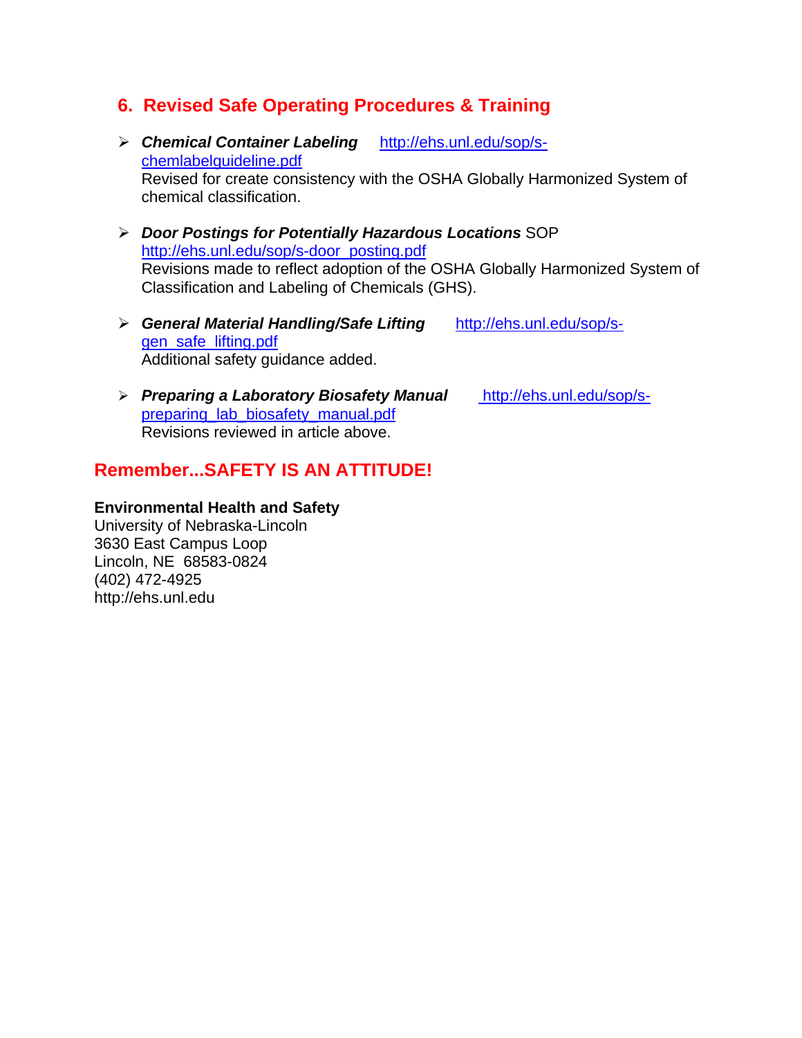## 6. Revised Safe Operating Procedures & Training

- ***Chemical Container Labeling*** [http://ehs.unl.edu/sop/s-chemlabelguideline.pdf](http://ehs.unl.edu/sop/s-chemlabelguideline.pdf)
  Revised for create consistency with the OSHA Globally Harmonized System of chemical classification.

- ***Door Postings for Potentially Hazardous Locations*** SOP [http://ehs.unl.edu/sop/s-door_posting.pdf](http://ehs.unl.edu/sop/s-door_posting.pdf)
  Revisions made to reflect adoption of the OSHA Globally Harmonized System of Classification and Labeling of Chemicals (GHS).

- ***General Material Handling/Safe Lifting*** [http://ehs.unl.edu/sop/s-gen_safe_lifting.pdf](http://ehs.unl.edu/sop/s-gen_safe_lifting.pdf)
  Additional safety guidance added.

- ***Preparing a Laboratory Biosafety Manual*** [http://ehs.unl.edu/sop/s-preparing_lab_biosafety_manual.pdf](http://ehs.unl.edu/sop/s-preparing_lab_biosafety_manual.pdf)
  Revisions reviewed in article above.

## Remember...SAFETY IS AN ATTITUDE!

**Environmental Health and Safety**
University of Nebraska-Lincoln
3630 East Campus Loop
Lincoln, NE 68583-0824
(402) 472-4925
http://ehs.unl.edu